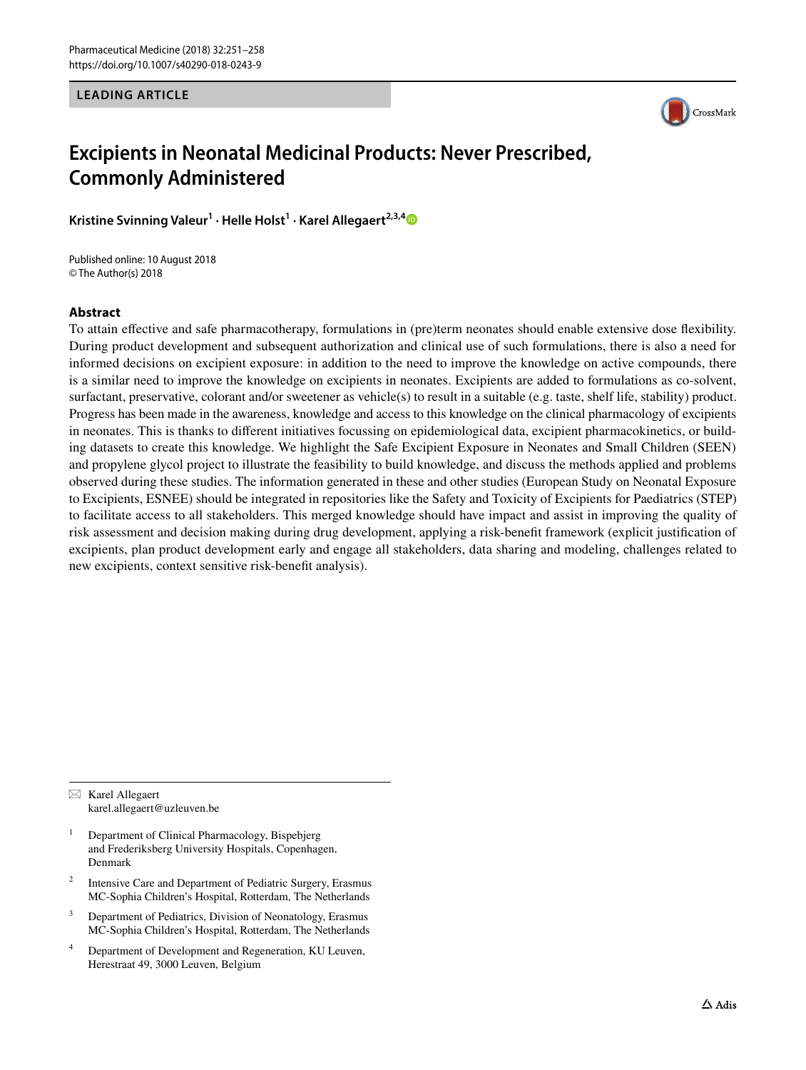LEADING ARTICLE

# Excipients in Neonatal Medicinal Products: Never Prescribed, Commonly Administered

**Kristine Svinning Valeur[1] · Helle Holst[1] · Karel Allegaert[2,3,4]**

Published online: 10 August 2018
© The Author(s) 2018

## Abstract

To attain effective and safe pharmacotherapy, formulations in (pre)term neonates should enable extensive dose flexibility. During product development and subsequent authorization and clinical use of such formulations, there is also a need for informed decisions on excipient exposure: in addition to the need to improve the knowledge on active compounds, there is a similar need to improve the knowledge on excipients in neonates. Excipients are added to formulations as co-solvent, surfactant, preservative, colorant and/or sweetener as vehicle(s) to result in a suitable (e.g. taste, shelf life, stability) product. Progress has been made in the awareness, knowledge and access to this knowledge on the clinical pharmacology of excipients in neonates. This is thanks to different initiatives focussing on epidemiological data, excipient pharmacokinetics, or building datasets to create this knowledge. We highlight the Safe Excipient Exposure in Neonates and Small Children (SEEN) and propylene glycol project to illustrate the feasibility to build knowledge, and discuss the methods applied and problems observed during these studies. The information generated in these and other studies (European Study on Neonatal Exposure to Excipients, ESNEE) should be integrated in repositories like the Safety and Toxicity of Excipients for Paediatrics (STEP) to facilitate access to all stakeholders. This merged knowledge should have impact and assist in improving the quality of risk assessment and decision making during drug development, applying a risk-benefit framework (explicit justification of excipients, plan product development early and engage all stakeholders, data sharing and modeling, challenges related to new excipients, context sensitive risk-benefit analysis).

---

✉ Karel Allegaert
karel.allegaert@uzleuven.be

[1] Department of Clinical Pharmacology, Bispebjerg and Frederiksberg University Hospitals, Copenhagen, Denmark

[2] Intensive Care and Department of Pediatric Surgery, Erasmus MC-Sophia Children's Hospital, Rotterdam, The Netherlands

[3] Department of Pediatrics, Division of Neonatology, Erasmus MC-Sophia Children's Hospital, Rotterdam, The Netherlands

[4] Department of Development and Regeneration, KU Leuven, Herestraat 49, 3000 Leuven, Belgium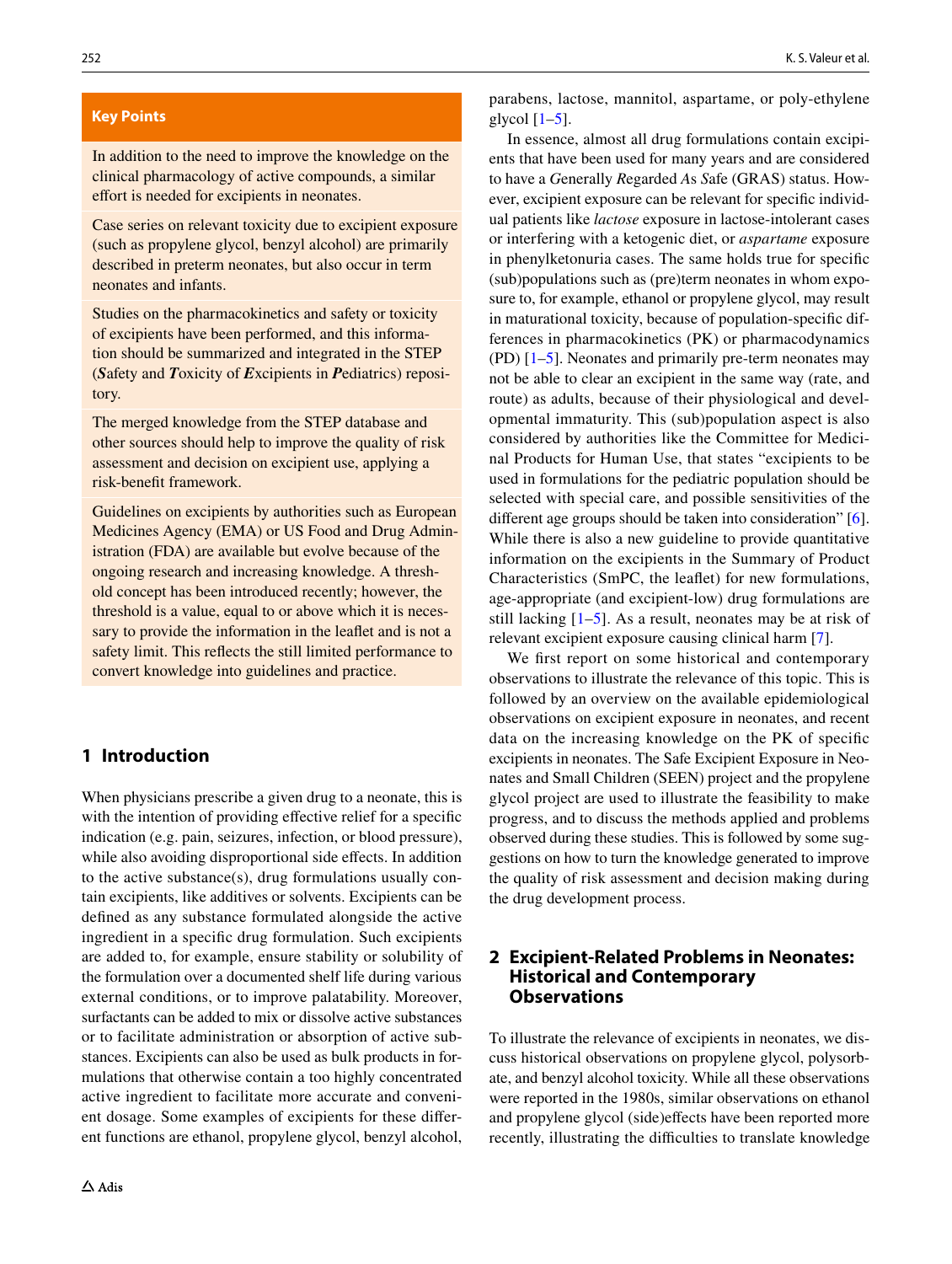**Key Points**

In addition to the need to improve the knowledge on the clinical pharmacology of active compounds, a similar effort is needed for excipients in neonates.

Case series on relevant toxicity due to excipient exposure (such as propylene glycol, benzyl alcohol) are primarily described in preterm neonates, but also occur in term neonates and infants.

Studies on the pharmacokinetics and safety or toxicity of excipients have been performed, and this information should be summarized and integrated in the STEP (***S****afety and* ***T****oxicity of* ***E****xcipients in* ***P****ediatrics*) repository.

The merged knowledge from the STEP database and other sources should help to improve the quality of risk assessment and decision on excipient use, applying a risk-benefit framework.

Guidelines on excipients by authorities such as European Medicines Agency (EMA) or US Food and Drug Administration (FDA) are available but evolve because of the ongoing research and increasing knowledge. A threshold concept has been introduced recently; however, the threshold is a value, equal to or above which it is necessary to provide the information in the leaflet and is not a safety limit. This reflects the still limited performance to convert knowledge into guidelines and practice.

## 1 Introduction

When physicians prescribe a given drug to a neonate, this is with the intention of providing effective relief for a specific indication (e.g. pain, seizures, infection, or blood pressure), while also avoiding disproportional side effects. In addition to the active substance(s), drug formulations usually contain excipients, like additives or solvents. Excipients can be defined as any substance formulated alongside the active ingredient in a specific drug formulation. Such excipients are added to, for example, ensure stability or solubility of the formulation over a documented shelf life during various external conditions, or to improve palatability. Moreover, surfactants can be added to mix or dissolve active substances or to facilitate administration or absorption of active substances. Excipients can also be used as bulk products in formulations that otherwise contain a too highly concentrated active ingredient to facilitate more accurate and convenient dosage. Some examples of excipients for these different functions are ethanol, propylene glycol, benzyl alcohol, parabens, lactose, mannitol, aspartame, or poly-ethylene glycol [1–5].

In essence, almost all drug formulations contain excipients that have been used for many years and are considered to have a *G*enerally *R*egarded *A*s *S*afe (GRAS) status. However, excipient exposure can be relevant for specific individual patients like *lactose* exposure in lactose-intolerant cases or interfering with a ketogenic diet, or *aspartame* exposure in phenylketonuria cases. The same holds true for specific (sub)populations such as (pre)term neonates in whom exposure to, for example, ethanol or propylene glycol, may result in maturational toxicity, because of population-specific differences in pharmacokinetics (PK) or pharmacodynamics (PD) [1–5]. Neonates and primarily pre-term neonates may not be able to clear an excipient in the same way (rate, and route) as adults, because of their physiological and developmental immaturity. This (sub)population aspect is also considered by authorities like the Committee for Medicinal Products for Human Use, that states "excipients to be used in formulations for the pediatric population should be selected with special care, and possible sensitivities of the different age groups should be taken into consideration" [6]. While there is also a new guideline to provide quantitative information on the excipients in the Summary of Product Characteristics (SmPC, the leaflet) for new formulations, age-appropriate (and excipient-low) drug formulations are still lacking [1–5]. As a result, neonates may be at risk of relevant excipient exposure causing clinical harm [7].

We first report on some historical and contemporary observations to illustrate the relevance of this topic. This is followed by an overview on the available epidemiological observations on excipient exposure in neonates, and recent data on the increasing knowledge on the PK of specific excipients in neonates. The Safe Excipient Exposure in Neonates and Small Children (SEEN) project and the propylene glycol project are used to illustrate the feasibility to make progress, and to discuss the methods applied and problems observed during these studies. This is followed by some suggestions on how to turn the knowledge generated to improve the quality of risk assessment and decision making during the drug development process.

## 2 Excipient-Related Problems in Neonates: Historical and Contemporary Observations

To illustrate the relevance of excipients in neonates, we discuss historical observations on propylene glycol, polysorbate, and benzyl alcohol toxicity. While all these observations were reported in the 1980s, similar observations on ethanol and propylene glycol (side)effects have been reported more recently, illustrating the difficulties to translate knowledge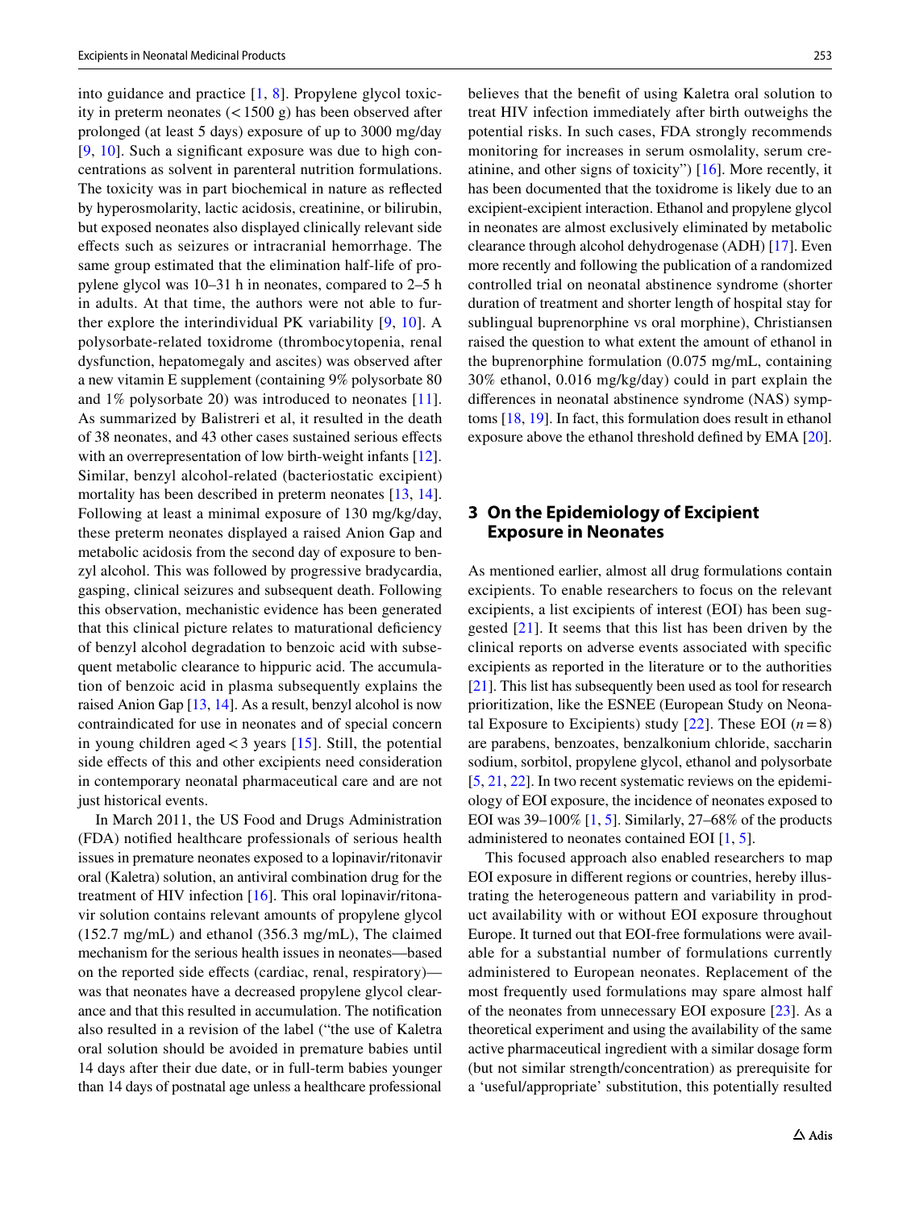into guidance and practice [1, 8]. Propylene glycol toxicity in preterm neonates (< 1500 g) has been observed after prolonged (at least 5 days) exposure of up to 3000 mg/day [9, 10]. Such a significant exposure was due to high concentrations as solvent in parenteral nutrition formulations. The toxicity was in part biochemical in nature as reflected by hyperosmolarity, lactic acidosis, creatinine, or bilirubin, but exposed neonates also displayed clinically relevant side effects such as seizures or intracranial hemorrhage. The same group estimated that the elimination half-life of propylene glycol was 10–31 h in neonates, compared to 2–5 h in adults. At that time, the authors were not able to further explore the interindividual PK variability [9, 10]. A polysorbate-related toxidrome (thrombocytopenia, renal dysfunction, hepatomegaly and ascites) was observed after a new vitamin E supplement (containing 9% polysorbate 80 and 1% polysorbate 20) was introduced to neonates [11]. As summarized by Balistreri et al, it resulted in the death of 38 neonates, and 43 other cases sustained serious effects with an overrepresentation of low birth-weight infants [12]. Similar, benzyl alcohol-related (bacteriostatic excipient) mortality has been described in preterm neonates [13, 14]. Following at least a minimal exposure of 130 mg/kg/day, these preterm neonates displayed a raised Anion Gap and metabolic acidosis from the second day of exposure to benzyl alcohol. This was followed by progressive bradycardia, gasping, clinical seizures and subsequent death. Following this observation, mechanistic evidence has been generated that this clinical picture relates to maturational deficiency of benzyl alcohol degradation to benzoic acid with subsequent metabolic clearance to hippuric acid. The accumulation of benzoic acid in plasma subsequently explains the raised Anion Gap [13, 14]. As a result, benzyl alcohol is now contraindicated for use in neonates and of special concern in young children aged < 3 years [15]. Still, the potential side effects of this and other excipients need consideration in contemporary neonatal pharmaceutical care and are not just historical events.

In March 2011, the US Food and Drugs Administration (FDA) notified healthcare professionals of serious health issues in premature neonates exposed to a lopinavir/ritonavir oral (Kaletra) solution, an antiviral combination drug for the treatment of HIV infection [16]. This oral lopinavir/ritonavir solution contains relevant amounts of propylene glycol (152.7 mg/mL) and ethanol (356.3 mg/mL), The claimed mechanism for the serious health issues in neonates—based on the reported side effects (cardiac, renal, respiratory)—was that neonates have a decreased propylene glycol clearance and that this resulted in accumulation. The notification also resulted in a revision of the label ("the use of Kaletra oral solution should be avoided in premature babies until 14 days after their due date, or in full-term babies younger than 14 days of postnatal age unless a healthcare professional believes that the benefit of using Kaletra oral solution to treat HIV infection immediately after birth outweighs the potential risks. In such cases, FDA strongly recommends monitoring for increases in serum osmolality, serum creatinine, and other signs of toxicity") [16]. More recently, it has been documented that the toxidrome is likely due to an excipient-excipient interaction. Ethanol and propylene glycol in neonates are almost exclusively eliminated by metabolic clearance through alcohol dehydrogenase (ADH) [17]. Even more recently and following the publication of a randomized controlled trial on neonatal abstinence syndrome (shorter duration of treatment and shorter length of hospital stay for sublingual buprenorphine vs oral morphine), Christiansen raised the question to what extent the amount of ethanol in the buprenorphine formulation (0.075 mg/mL, containing 30% ethanol, 0.016 mg/kg/day) could in part explain the differences in neonatal abstinence syndrome (NAS) symptoms [18, 19]. In fact, this formulation does result in ethanol exposure above the ethanol threshold defined by EMA [20].

## 3 On the Epidemiology of Excipient Exposure in Neonates

As mentioned earlier, almost all drug formulations contain excipients. To enable researchers to focus on the relevant excipients, a list excipients of interest (EOI) has been suggested [21]. It seems that this list has been driven by the clinical reports on adverse events associated with specific excipients as reported in the literature or to the authorities [21]. This list has subsequently been used as tool for research prioritization, like the ESNEE (European Study on Neonatal Exposure to Excipients) study [22]. These EOI ($n = 8$) are parabens, benzoates, benzalkonium chloride, saccharin sodium, sorbitol, propylene glycol, ethanol and polysorbate [5, 21, 22]. In two recent systematic reviews on the epidemiology of EOI exposure, the incidence of neonates exposed to EOI was 39–100% [1, 5]. Similarly, 27–68% of the products administered to neonates contained EOI [1, 5].

This focused approach also enabled researchers to map EOI exposure in different regions or countries, hereby illustrating the heterogeneous pattern and variability in product availability with or without EOI exposure throughout Europe. It turned out that EOI-free formulations were available for a substantial number of formulations currently administered to European neonates. Replacement of the most frequently used formulations may spare almost half of the neonates from unnecessary EOI exposure [23]. As a theoretical experiment and using the availability of the same active pharmaceutical ingredient with a similar dosage form (but not similar strength/concentration) as prerequisite for a 'useful/appropriate' substitution, this potentially resulted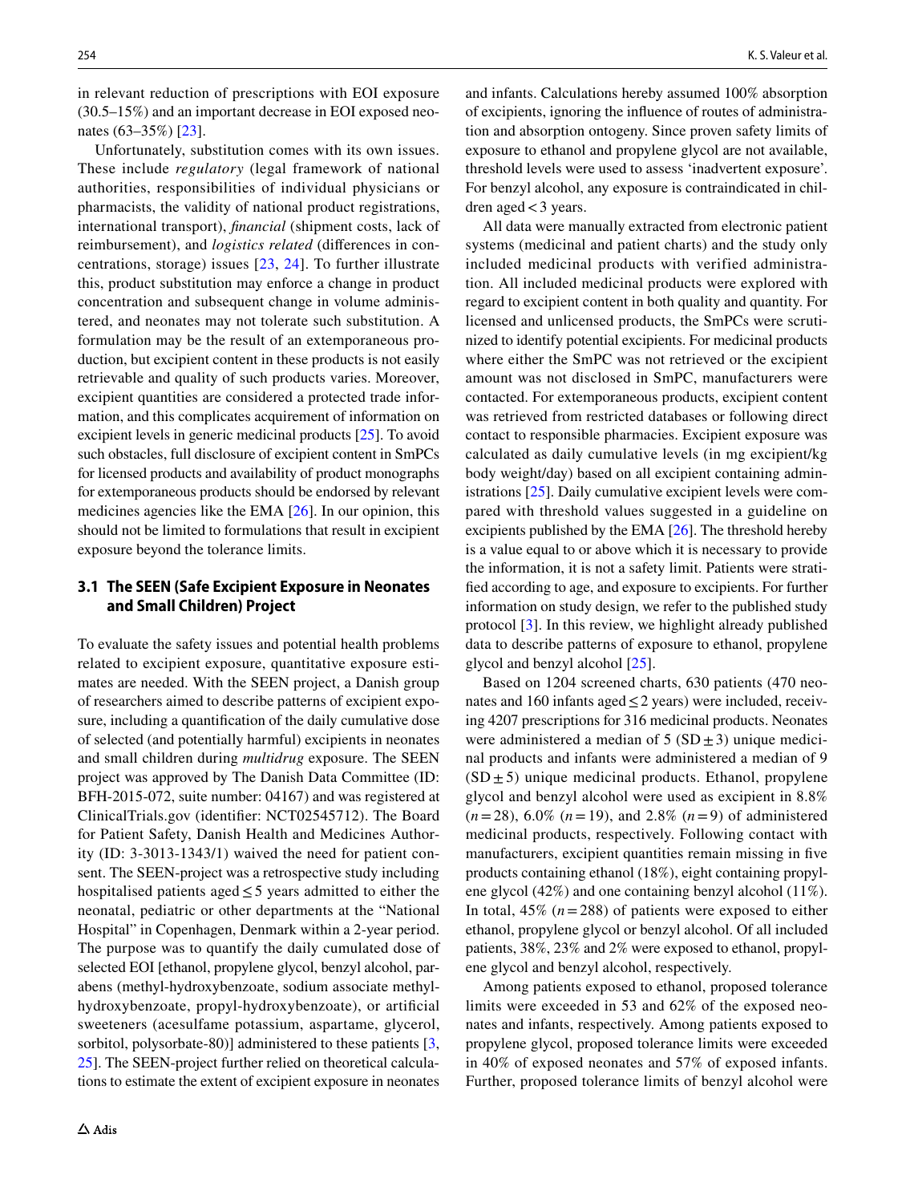in relevant reduction of prescriptions with EOI exposure (30.5–15%) and an important decrease in EOI exposed neonates (63–35%) [23].

Unfortunately, substitution comes with its own issues. These include *regulatory* (legal framework of national authorities, responsibilities of individual physicians or pharmacists, the validity of national product registrations, international transport), *financial* (shipment costs, lack of reimbursement), and *logistics related* (differences in concentrations, storage) issues [23, 24]. To further illustrate this, product substitution may enforce a change in product concentration and subsequent change in volume administered, and neonates may not tolerate such substitution. A formulation may be the result of an extemporaneous production, but excipient content in these products is not easily retrievable and quality of such products varies. Moreover, excipient quantities are considered a protected trade information, and this complicates acquirement of information on excipient levels in generic medicinal products [25]. To avoid such obstacles, full disclosure of excipient content in SmPCs for licensed products and availability of product monographs for extemporaneous products should be endorsed by relevant medicines agencies like the EMA [26]. In our opinion, this should not be limited to formulations that result in excipient exposure beyond the tolerance limits.

### 3.1 The SEEN (Safe Excipient Exposure in Neonates and Small Children) Project

To evaluate the safety issues and potential health problems related to excipient exposure, quantitative exposure estimates are needed. With the SEEN project, a Danish group of researchers aimed to describe patterns of excipient exposure, including a quantification of the daily cumulative dose of selected (and potentially harmful) excipients in neonates and small children during *multidrug* exposure. The SEEN project was approved by The Danish Data Committee (ID: BFH-2015-072, suite number: 04167) and was registered at ClinicalTrials.gov (identifier: NCT02545712). The Board for Patient Safety, Danish Health and Medicines Authority (ID: 3-3013-1343/1) waived the need for patient consent. The SEEN-project was a retrospective study including hospitalised patients aged ≤ 5 years admitted to either the neonatal, pediatric or other departments at the "National Hospital" in Copenhagen, Denmark within a 2-year period. The purpose was to quantify the daily cumulated dose of selected EOI [ethanol, propylene glycol, benzyl alcohol, parabens (methyl-hydroxybenzoate, sodium associate methyl-hydroxybenzoate, propyl-hydroxybenzoate), or artificial sweeteners (acesulfame potassium, aspartame, glycerol, sorbitol, polysorbate-80)] administered to these patients [3, 25]. The SEEN-project further relied on theoretical calculations to estimate the extent of excipient exposure in neonates and infants. Calculations hereby assumed 100% absorption of excipients, ignoring the influence of routes of administration and absorption ontogeny. Since proven safety limits of exposure to ethanol and propylene glycol are not available, threshold levels were used to assess 'inadvertent exposure'. For benzyl alcohol, any exposure is contraindicated in children aged < 3 years.

All data were manually extracted from electronic patient systems (medicinal and patient charts) and the study only included medicinal products with verified administration. All included medicinal products were explored with regard to excipient content in both quality and quantity. For licensed and unlicensed products, the SmPCs were scrutinized to identify potential excipients. For medicinal products where either the SmPC was not retrieved or the excipient amount was not disclosed in SmPC, manufacturers were contacted. For extemporaneous products, excipient content was retrieved from restricted databases or following direct contact to responsible pharmacies. Excipient exposure was calculated as daily cumulative levels (in mg excipient/kg body weight/day) based on all excipient containing administrations [25]. Daily cumulative excipient levels were compared with threshold values suggested in a guideline on excipients published by the EMA [26]. The threshold hereby is a value equal to or above which it is necessary to provide the information, it is not a safety limit. Patients were stratified according to age, and exposure to excipients. For further information on study design, we refer to the published study protocol [3]. In this review, we highlight already published data to describe patterns of exposure to ethanol, propylene glycol and benzyl alcohol [25].

Based on 1204 screened charts, 630 patients (470 neonates and 160 infants aged ≤ 2 years) were included, receiving 4207 prescriptions for 316 medicinal products. Neonates were administered a median of 5 (SD ± 3) unique medicinal products and infants were administered a median of 9 (SD ± 5) unique medicinal products. Ethanol, propylene glycol and benzyl alcohol were used as excipient in 8.8% ($n = 28$), 6.0% ($n = 19$), and 2.8% ($n = 9$) of administered medicinal products, respectively. Following contact with manufacturers, excipient quantities remain missing in five products containing ethanol (18%), eight containing propylene glycol (42%) and one containing benzyl alcohol (11%). In total, 45% ($n = 288$) of patients were exposed to either ethanol, propylene glycol or benzyl alcohol. Of all included patients, 38%, 23% and 2% were exposed to ethanol, propylene glycol and benzyl alcohol, respectively.

Among patients exposed to ethanol, proposed tolerance limits were exceeded in 53 and 62% of the exposed neonates and infants, respectively. Among patients exposed to propylene glycol, proposed tolerance limits were exceeded in 40% of exposed neonates and 57% of exposed infants. Further, proposed tolerance limits of benzyl alcohol were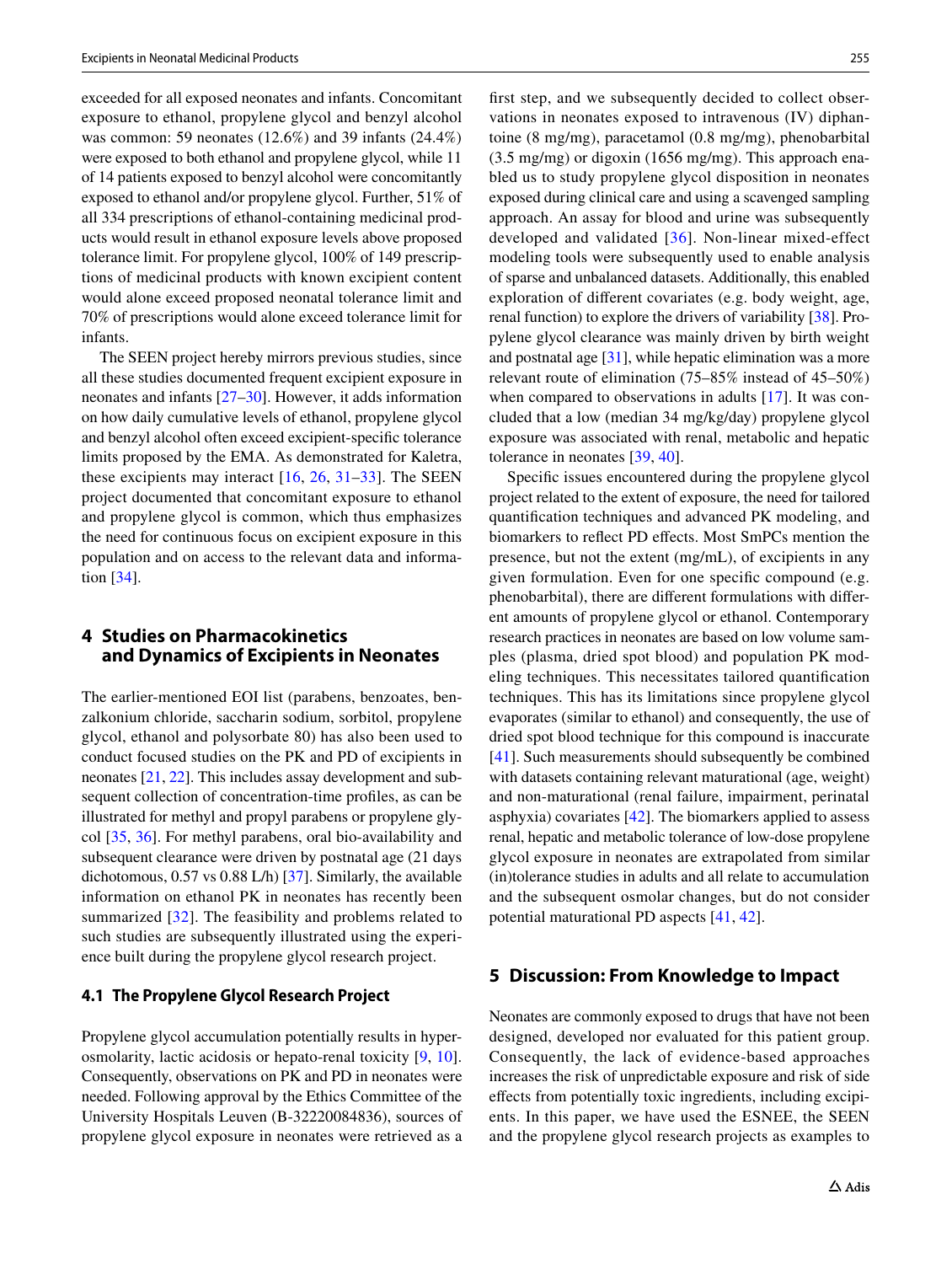exceeded for all exposed neonates and infants. Concomitant exposure to ethanol, propylene glycol and benzyl alcohol was common: 59 neonates (12.6%) and 39 infants (24.4%) were exposed to both ethanol and propylene glycol, while 11 of 14 patients exposed to benzyl alcohol were concomitantly exposed to ethanol and/or propylene glycol. Further, 51% of all 334 prescriptions of ethanol-containing medicinal products would result in ethanol exposure levels above proposed tolerance limit. For propylene glycol, 100% of 149 prescriptions of medicinal products with known excipient content would alone exceed proposed neonatal tolerance limit and 70% of prescriptions would alone exceed tolerance limit for infants.

The SEEN project hereby mirrors previous studies, since all these studies documented frequent excipient exposure in neonates and infants [27–30]. However, it adds information on how daily cumulative levels of ethanol, propylene glycol and benzyl alcohol often exceed excipient-specific tolerance limits proposed by the EMA. As demonstrated for Kaletra, these excipients may interact [16, 26, 31–33]. The SEEN project documented that concomitant exposure to ethanol and propylene glycol is common, which thus emphasizes the need for continuous focus on excipient exposure in this population and on access to the relevant data and information [34].

## 4 Studies on Pharmacokinetics and Dynamics of Excipients in Neonates

The earlier-mentioned EOI list (parabens, benzoates, benzalkonium chloride, saccharin sodium, sorbitol, propylene glycol, ethanol and polysorbate 80) has also been used to conduct focused studies on the PK and PD of excipients in neonates [21, 22]. This includes assay development and subsequent collection of concentration-time profiles, as can be illustrated for methyl and propyl parabens or propylene glycol [35, 36]. For methyl parabens, oral bio-availability and subsequent clearance were driven by postnatal age (21 days dichotomous, 0.57 vs 0.88 L/h) [37]. Similarly, the available information on ethanol PK in neonates has recently been summarized [32]. The feasibility and problems related to such studies are subsequently illustrated using the experience built during the propylene glycol research project.

### 4.1 The Propylene Glycol Research Project

Propylene glycol accumulation potentially results in hyperosmolarity, lactic acidosis or hepato-renal toxicity [9, 10]. Consequently, observations on PK and PD in neonates were needed. Following approval by the Ethics Committee of the University Hospitals Leuven (B-32220084836), sources of propylene glycol exposure in neonates were retrieved as a first step, and we subsequently decided to collect observations in neonates exposed to intravenous (IV) diphantoine (8 mg/mg), paracetamol (0.8 mg/mg), phenobarbital (3.5 mg/mg) or digoxin (1656 mg/mg). This approach enabled us to study propylene glycol disposition in neonates exposed during clinical care and using a scavenged sampling approach. An assay for blood and urine was subsequently developed and validated [36]. Non-linear mixed-effect modeling tools were subsequently used to enable analysis of sparse and unbalanced datasets. Additionally, this enabled exploration of different covariates (e.g. body weight, age, renal function) to explore the drivers of variability [38]. Propylene glycol clearance was mainly driven by birth weight and postnatal age [31], while hepatic elimination was a more relevant route of elimination (75–85% instead of 45–50%) when compared to observations in adults [17]. It was concluded that a low (median 34 mg/kg/day) propylene glycol exposure was associated with renal, metabolic and hepatic tolerance in neonates [39, 40].

Specific issues encountered during the propylene glycol project related to the extent of exposure, the need for tailored quantification techniques and advanced PK modeling, and biomarkers to reflect PD effects. Most SmPCs mention the presence, but not the extent (mg/mL), of excipients in any given formulation. Even for one specific compound (e.g. phenobarbital), there are different formulations with different amounts of propylene glycol or ethanol. Contemporary research practices in neonates are based on low volume samples (plasma, dried spot blood) and population PK modeling techniques. This necessitates tailored quantification techniques. This has its limitations since propylene glycol evaporates (similar to ethanol) and consequently, the use of dried spot blood technique for this compound is inaccurate [41]. Such measurements should subsequently be combined with datasets containing relevant maturational (age, weight) and non-maturational (renal failure, impairment, perinatal asphyxia) covariates [42]. The biomarkers applied to assess renal, hepatic and metabolic tolerance of low-dose propylene glycol exposure in neonates are extrapolated from similar (in)tolerance studies in adults and all relate to accumulation and the subsequent osmolar changes, but do not consider potential maturational PD aspects [41, 42].

## 5 Discussion: From Knowledge to Impact

Neonates are commonly exposed to drugs that have not been designed, developed nor evaluated for this patient group. Consequently, the lack of evidence-based approaches increases the risk of unpredictable exposure and risk of side effects from potentially toxic ingredients, including excipients. In this paper, we have used the ESNEE, the SEEN and the propylene glycol research projects as examples to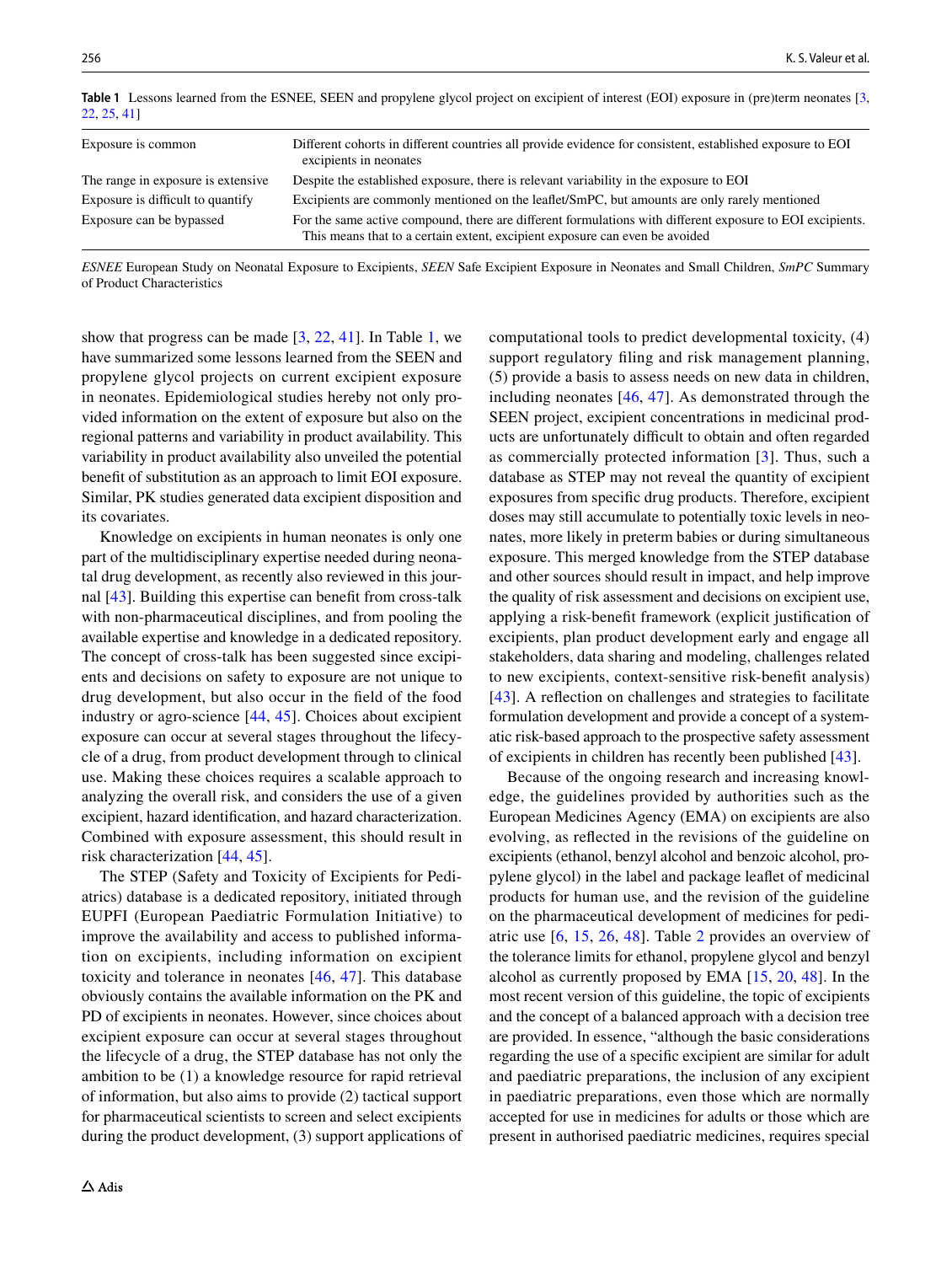**Table 1** Lessons learned from the ESNEE, SEEN and propylene glycol project on excipient of interest (EOI) exposure in (pre)term neonates [3, 22, 25, 41]

| | |
|---|---|
| Exposure is common | Different cohorts in different countries all provide evidence for consistent, established exposure to EOI excipients in neonates |
| The range in exposure is extensive | Despite the established exposure, there is relevant variability in the exposure to EOI |
| Exposure is difficult to quantify | Excipients are commonly mentioned on the leaflet/SmPC, but amounts are only rarely mentioned |
| Exposure can be bypassed | For the same active compound, there are different formulations with different exposure to EOI excipients. This means that to a certain extent, excipient exposure can even be avoided |

*ESNEE* European Study on Neonatal Exposure to Excipients, *SEEN* Safe Excipient Exposure in Neonates and Small Children, *SmPC* Summary of Product Characteristics

show that progress can be made [3, 22, 41]. In Table 1, we have summarized some lessons learned from the SEEN and propylene glycol projects on current excipient exposure in neonates. Epidemiological studies hereby not only provided information on the extent of exposure but also on the regional patterns and variability in product availability. This variability in product availability also unveiled the potential benefit of substitution as an approach to limit EOI exposure. Similar, PK studies generated data excipient disposition and its covariates.

Knowledge on excipients in human neonates is only one part of the multidisciplinary expertise needed during neonatal drug development, as recently also reviewed in this journal [43]. Building this expertise can benefit from cross-talk with non-pharmaceutical disciplines, and from pooling the available expertise and knowledge in a dedicated repository. The concept of cross-talk has been suggested since excipients and decisions on safety to exposure are not unique to drug development, but also occur in the field of the food industry or agro-science [44, 45]. Choices about excipient exposure can occur at several stages throughout the lifecycle of a drug, from product development through to clinical use. Making these choices requires a scalable approach to analyzing the overall risk, and considers the use of a given excipient, hazard identification, and hazard characterization. Combined with exposure assessment, this should result in risk characterization [44, 45].

The STEP (Safety and Toxicity of Excipients for Pediatrics) database is a dedicated repository, initiated through EUPFI (European Paediatric Formulation Initiative) to improve the availability and access to published information on excipients, including information on excipient toxicity and tolerance in neonates [46, 47]. This database obviously contains the available information on the PK and PD of excipients in neonates. However, since choices about excipient exposure can occur at several stages throughout the lifecycle of a drug, the STEP database has not only the ambition to be (1) a knowledge resource for rapid retrieval of information, but also aims to provide (2) tactical support for pharmaceutical scientists to screen and select excipients during the product development, (3) support applications of computational tools to predict developmental toxicity, (4) support regulatory filing and risk management planning, (5) provide a basis to assess needs on new data in children, including neonates [46, 47]. As demonstrated through the SEEN project, excipient concentrations in medicinal products are unfortunately difficult to obtain and often regarded as commercially protected information [3]. Thus, such a database as STEP may not reveal the quantity of excipient exposures from specific drug products. Therefore, excipient doses may still accumulate to potentially toxic levels in neonates, more likely in preterm babies or during simultaneous exposure. This merged knowledge from the STEP database and other sources should result in impact, and help improve the quality of risk assessment and decisions on excipient use, applying a risk-benefit framework (explicit justification of excipients, plan product development early and engage all stakeholders, data sharing and modeling, challenges related to new excipients, context-sensitive risk-benefit analysis) [43]. A reflection on challenges and strategies to facilitate formulation development and provide a concept of a systematic risk-based approach to the prospective safety assessment of excipients in children has recently been published [43].

Because of the ongoing research and increasing knowledge, the guidelines provided by authorities such as the European Medicines Agency (EMA) on excipients are also evolving, as reflected in the revisions of the guideline on excipients (ethanol, benzyl alcohol and benzoic alcohol, propylene glycol) in the label and package leaflet of medicinal products for human use, and the revision of the guideline on the pharmaceutical development of medicines for pediatric use [6, 15, 26, 48]. Table 2 provides an overview of the tolerance limits for ethanol, propylene glycol and benzyl alcohol as currently proposed by EMA [15, 20, 48]. In the most recent version of this guideline, the topic of excipients and the concept of a balanced approach with a decision tree are provided. In essence, "although the basic considerations regarding the use of a specific excipient are similar for adult and paediatric preparations, the inclusion of any excipient in paediatric preparations, even those which are normally accepted for use in medicines for adults or those which are present in authorised paediatric medicines, requires special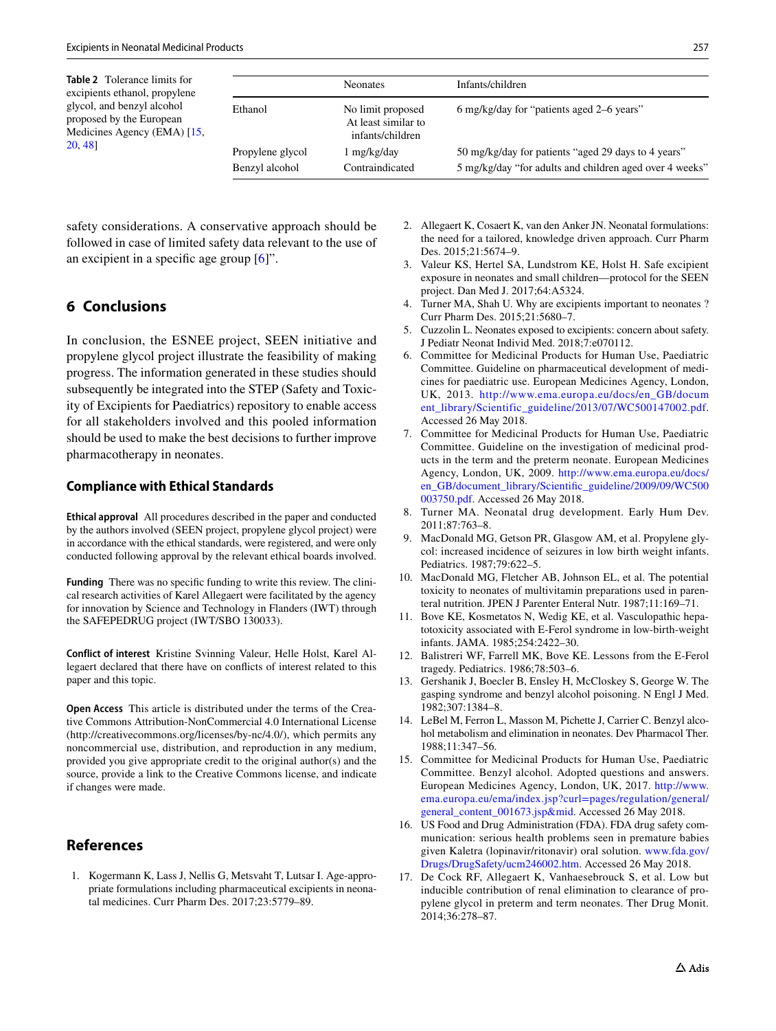**Table 2** Tolerance limits for excipients ethanol, propylene glycol, and benzyl alcohol proposed by the European Medicines Agency (EMA) [15, 20, 48]

| | Neonates | Infants/children |
|---|---|---|
| Ethanol | No limit proposed At least similar to infants/children | 6 mg/kg/day for "patients aged 2–6 years" |
| Propylene glycol | 1 mg/kg/day | 50 mg/kg/day for patients "aged 29 days to 4 years" |
| Benzyl alcohol | Contraindicated | 5 mg/kg/day "for adults and children aged over 4 weeks" |

safety considerations. A conservative approach should be followed in case of limited safety data relevant to the use of an excipient in a specific age group [6]".

## 6 Conclusions

In conclusion, the ESNEE project, SEEN initiative and propylene glycol project illustrate the feasibility of making progress. The information generated in these studies should subsequently be integrated into the STEP (Safety and Toxicity of Excipients for Paediatrics) repository to enable access for all stakeholders involved and this pooled information should be used to make the best decisions to further improve pharmacotherapy in neonates.

### Compliance with Ethical Standards

**Ethical approval** All procedures described in the paper and conducted by the authors involved (SEEN project, propylene glycol project) were in accordance with the ethical standards, were registered, and were only conducted following approval by the relevant ethical boards involved.

**Funding** There was no specific funding to write this review. The clinical research activities of Karel Allegaert were facilitated by the agency for innovation by Science and Technology in Flanders (IWT) through the SAFEPEDRUG project (IWT/SBO 130033).

**Conflict of interest** Kristine Svinning Valeur, Helle Holst, Karel Allegaert declared that there have on conflicts of interest related to this paper and this topic.

**Open Access** This article is distributed under the terms of the Creative Commons Attribution-NonCommercial 4.0 International License (http://creativecommons.org/licenses/by-nc/4.0/), which permits any noncommercial use, distribution, and reproduction in any medium, provided you give appropriate credit to the original author(s) and the source, provide a link to the Creative Commons license, and indicate if changes were made.

## References

1. Kogermann K, Lass J, Nellis G, Metsvaht T, Lutsar I. Age-appropriate formulations including pharmaceutical excipients in neonatal medicines. Curr Pharm Des. 2017;23:5779–89.
2. Allegaert K, Cosaert K, van den Anker JN. Neonatal formulations: the need for a tailored, knowledge driven approach. Curr Pharm Des. 2015;21:5674–9.
3. Valeur KS, Hertel SA, Lundstrom KE, Holst H. Safe excipient exposure in neonates and small children—protocol for the SEEN project. Dan Med J. 2017;64:A5324.
4. Turner MA, Shah U. Why are excipients important to neonates ? Curr Pharm Des. 2015;21:5680–7.
5. Cuzzolin L. Neonates exposed to excipients: concern about safety. J Pediatr Neonat Individ Med. 2018;7:e070112.
6. Committee for Medicinal Products for Human Use, Paediatric Committee. Guideline on pharmaceutical development of medicines for paediatric use. European Medicines Agency, London, UK, 2013. http://www.ema.europa.eu/docs/en_GB/document_library/Scientific_guideline/2013/07/WC500147002.pdf. Accessed 26 May 2018.
7. Committee for Medicinal Products for Human Use, Paediatric Committee. Guideline on the investigation of medicinal products in the term and the preterm neonate. European Medicines Agency, London, UK, 2009. http://www.ema.europa.eu/docs/en_GB/document_library/Scientific_guideline/2009/09/WC500003750.pdf. Accessed 26 May 2018.
8. Turner MA. Neonatal drug development. Early Hum Dev. 2011;87:763–8.
9. MacDonald MG, Getson PR, Glasgow AM, et al. Propylene glycol: increased incidence of seizures in low birth weight infants. Pediatrics. 1987;79:622–5.
10. MacDonald MG, Fletcher AB, Johnson EL, et al. The potential toxicity to neonates of multivitamin preparations used in parenteral nutrition. JPEN J Parenter Enteral Nutr. 1987;11:169–71.
11. Bove KE, Kosmetatos N, Wedig KE, et al. Vasculopathic hepatotoxicity associated with E-Ferol syndrome in low-birth-weight infants. JAMA. 1985;254:2422–30.
12. Balistreri WF, Farrell MK, Bove KE. Lessons from the E-Ferol tragedy. Pediatrics. 1986;78:503–6.
13. Gershanik J, Boecler B, Ensley H, McCloskey S, George W. The gasping syndrome and benzyl alcohol poisoning. N Engl J Med. 1982;307:1384–8.
14. LeBel M, Ferron L, Masson M, Pichette J, Carrier C. Benzyl alcohol metabolism and elimination in neonates. Dev Pharmacol Ther. 1988;11:347–56.
15. Committee for Medicinal Products for Human Use, Paediatric Committee. Benzyl alcohol. Adopted questions and answers. European Medicines Agency, London, UK, 2017. http://www.ema.europa.eu/ema/index.jsp?curl=pages/regulation/general/general_content_001673.jsp&mid. Accessed 26 May 2018.
16. US Food and Drug Administration (FDA). FDA drug safety communication: serious health problems seen in premature babies given Kaletra (lopinavir/ritonavir) oral solution. www.fda.gov/Drugs/DrugSafety/ucm246002.htm. Accessed 26 May 2018.
17. De Cock RF, Allegaert K, Vanhaesebrouck S, et al. Low but inducible contribution of renal elimination to clearance of propylene glycol in preterm and term neonates. Ther Drug Monit. 2014;36:278–87.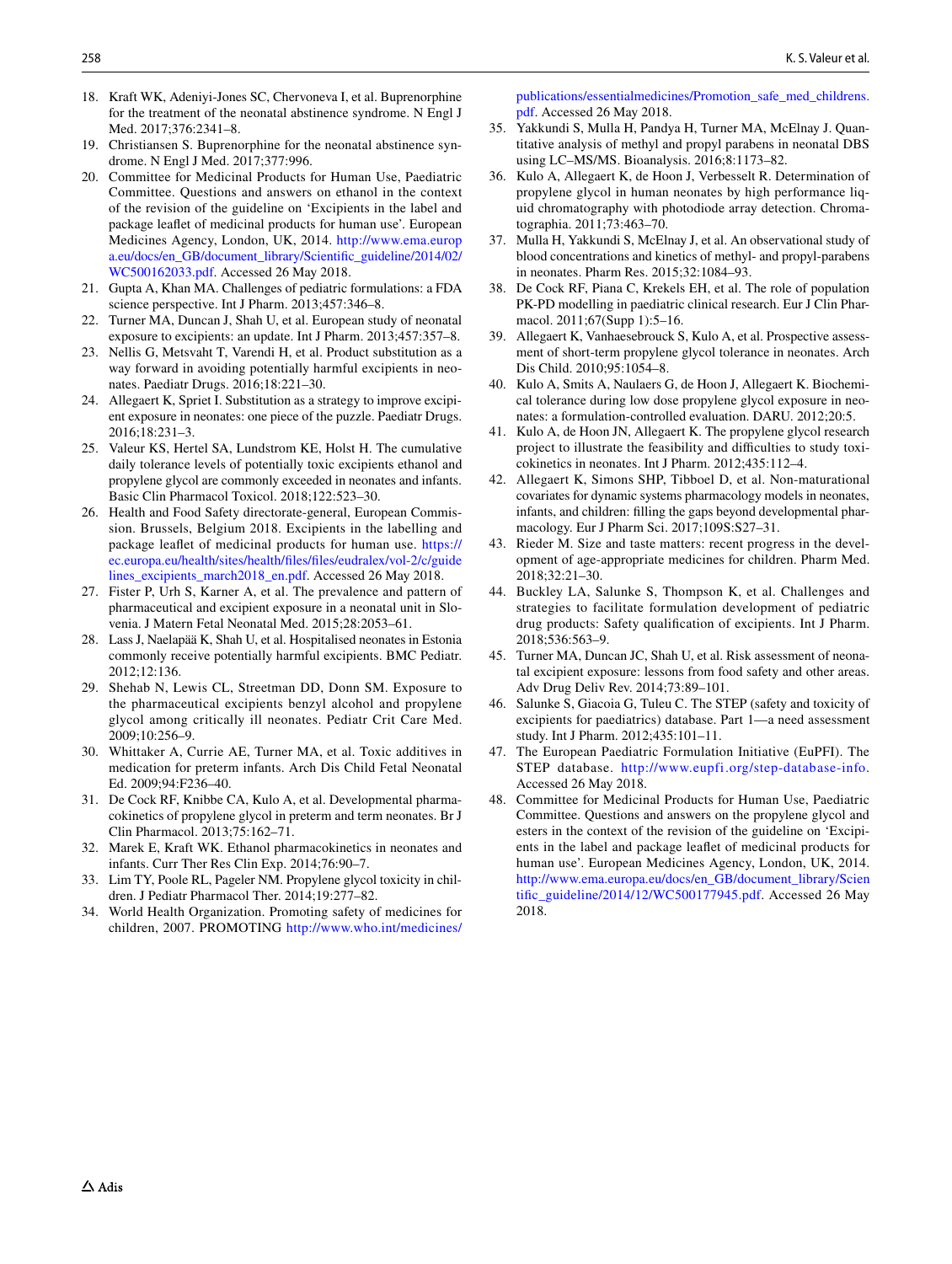18. Kraft WK, Adeniyi-Jones SC, Chervoneva I, et al. Buprenorphine for the treatment of the neonatal abstinence syndrome. N Engl J Med. 2017;376:2341–8.
19. Christiansen S. Buprenorphine for the neonatal abstinence syndrome. N Engl J Med. 2017;377:996.
20. Committee for Medicinal Products for Human Use, Paediatric Committee. Questions and answers on ethanol in the context of the revision of the guideline on 'Excipients in the label and package leaflet of medicinal products for human use'. European Medicines Agency, London, UK, 2014. http://www.ema.europa.eu/docs/en_GB/document_library/Scientific_guideline/2014/02/WC500162033.pdf. Accessed 26 May 2018.
21. Gupta A, Khan MA. Challenges of pediatric formulations: a FDA science perspective. Int J Pharm. 2013;457:346–8.
22. Turner MA, Duncan J, Shah U, et al. European study of neonatal exposure to excipients: an update. Int J Pharm. 2013;457:357–8.
23. Nellis G, Metsvaht T, Varendi H, et al. Product substitution as a way forward in avoiding potentially harmful excipients in neonates. Paediatr Drugs. 2016;18:221–30.
24. Allegaert K, Spriet I. Substitution as a strategy to improve excipient exposure in neonates: one piece of the puzzle. Paediatr Drugs. 2016;18:231–3.
25. Valeur KS, Hertel SA, Lundstrom KE, Holst H. The cumulative daily tolerance levels of potentially toxic excipients ethanol and propylene glycol are commonly exceeded in neonates and infants. Basic Clin Pharmacol Toxicol. 2018;122:523–30.
26. Health and Food Safety directorate-general, European Commission. Brussels, Belgium 2018. Excipients in the labelling and package leaflet of medicinal products for human use. https://ec.europa.eu/health/sites/health/files/files/eudralex/vol-2/c/guidelines_excipients_march2018_en.pdf. Accessed 26 May 2018.
27. Fister P, Urh S, Karner A, et al. The prevalence and pattern of pharmaceutical and excipient exposure in a neonatal unit in Slovenia. J Matern Fetal Neonatal Med. 2015;28:2053–61.
28. Lass J, Naelapää K, Shah U, et al. Hospitalised neonates in Estonia commonly receive potentially harmful excipients. BMC Pediatr. 2012;12:136.
29. Shehab N, Lewis CL, Streetman DD, Donn SM. Exposure to the pharmaceutical excipients benzyl alcohol and propylene glycol among critically ill neonates. Pediatr Crit Care Med. 2009;10:256–9.
30. Whittaker A, Currie AE, Turner MA, et al. Toxic additives in medication for preterm infants. Arch Dis Child Fetal Neonatal Ed. 2009;94:F236–40.
31. De Cock RF, Knibbe CA, Kulo A, et al. Developmental pharmacokinetics of propylene glycol in preterm and term neonates. Br J Clin Pharmacol. 2013;75:162–71.
32. Marek E, Kraft WK. Ethanol pharmacokinetics in neonates and infants. Curr Ther Res Clin Exp. 2014;76:90–7.
33. Lim TY, Poole RL, Pageler NM. Propylene glycol toxicity in children. J Pediatr Pharmacol Ther. 2014;19:277–82.
34. World Health Organization. Promoting safety of medicines for children, 2007. PROMOTING http://www.who.int/medicines/publications/essentialmedicines/Promotion_safe_med_childrens.pdf. Accessed 26 May 2018.
35. Yakkundi S, Mulla H, Pandya H, Turner MA, McElnay J. Quantitative analysis of methyl and propyl parabens in neonatal DBS using LC–MS/MS. Bioanalysis. 2016;8:1173–82.
36. Kulo A, Allegaert K, de Hoon J, Verbesselt R. Determination of propylene glycol in human neonates by high performance liquid chromatography with photodiode array detection. Chromatographia. 2011;73:463–70.
37. Mulla H, Yakkundi S, McElnay J, et al. An observational study of blood concentrations and kinetics of methyl- and propyl-parabens in neonates. Pharm Res. 2015;32:1084–93.
38. De Cock RF, Piana C, Krekels EH, et al. The role of population PK-PD modelling in paediatric clinical research. Eur J Clin Pharmacol. 2011;67(Supp 1):5–16.
39. Allegaert K, Vanhaesebrouck S, Kulo A, et al. Prospective assessment of short-term propylene glycol tolerance in neonates. Arch Dis Child. 2010;95:1054–8.
40. Kulo A, Smits A, Naulaers G, de Hoon J, Allegaert K. Biochemical tolerance during low dose propylene glycol exposure in neonates: a formulation-controlled evaluation. DARU. 2012;20:5.
41. Kulo A, de Hoon JN, Allegaert K. The propylene glycol research project to illustrate the feasibility and difficulties to study toxicokinetics in neonates. Int J Pharm. 2012;435:112–4.
42. Allegaert K, Simons SHP, Tibboel D, et al. Non-maturational covariates for dynamic systems pharmacology models in neonates, infants, and children: filling the gaps beyond developmental pharmacology. Eur J Pharm Sci. 2017;109S:S27–31.
43. Rieder M. Size and taste matters: recent progress in the development of age-appropriate medicines for children. Pharm Med. 2018;32:21–30.
44. Buckley LA, Salunke S, Thompson K, et al. Challenges and strategies to facilitate formulation development of pediatric drug products: Safety qualification of excipients. Int J Pharm. 2018;536:563–9.
45. Turner MA, Duncan JC, Shah U, et al. Risk assessment of neonatal excipient exposure: lessons from food safety and other areas. Adv Drug Deliv Rev. 2014;73:89–101.
46. Salunke S, Giacoia G, Tuleu C. The STEP (safety and toxicity of excipients for paediatrics) database. Part 1—a need assessment study. Int J Pharm. 2012;435:101–11.
47. The European Paediatric Formulation Initiative (EuPFI). The STEP database. http://www.eupfi.org/step-database-info. Accessed 26 May 2018.
48. Committee for Medicinal Products for Human Use, Paediatric Committee. Questions and answers on the propylene glycol and esters in the context of the revision of the guideline on 'Excipients in the label and package leaflet of medicinal products for human use'. European Medicines Agency, London, UK, 2014. http://www.ema.europa.eu/docs/en_GB/document_library/Scientific_guideline/2014/12/WC500177945.pdf. Accessed 26 May 2018.